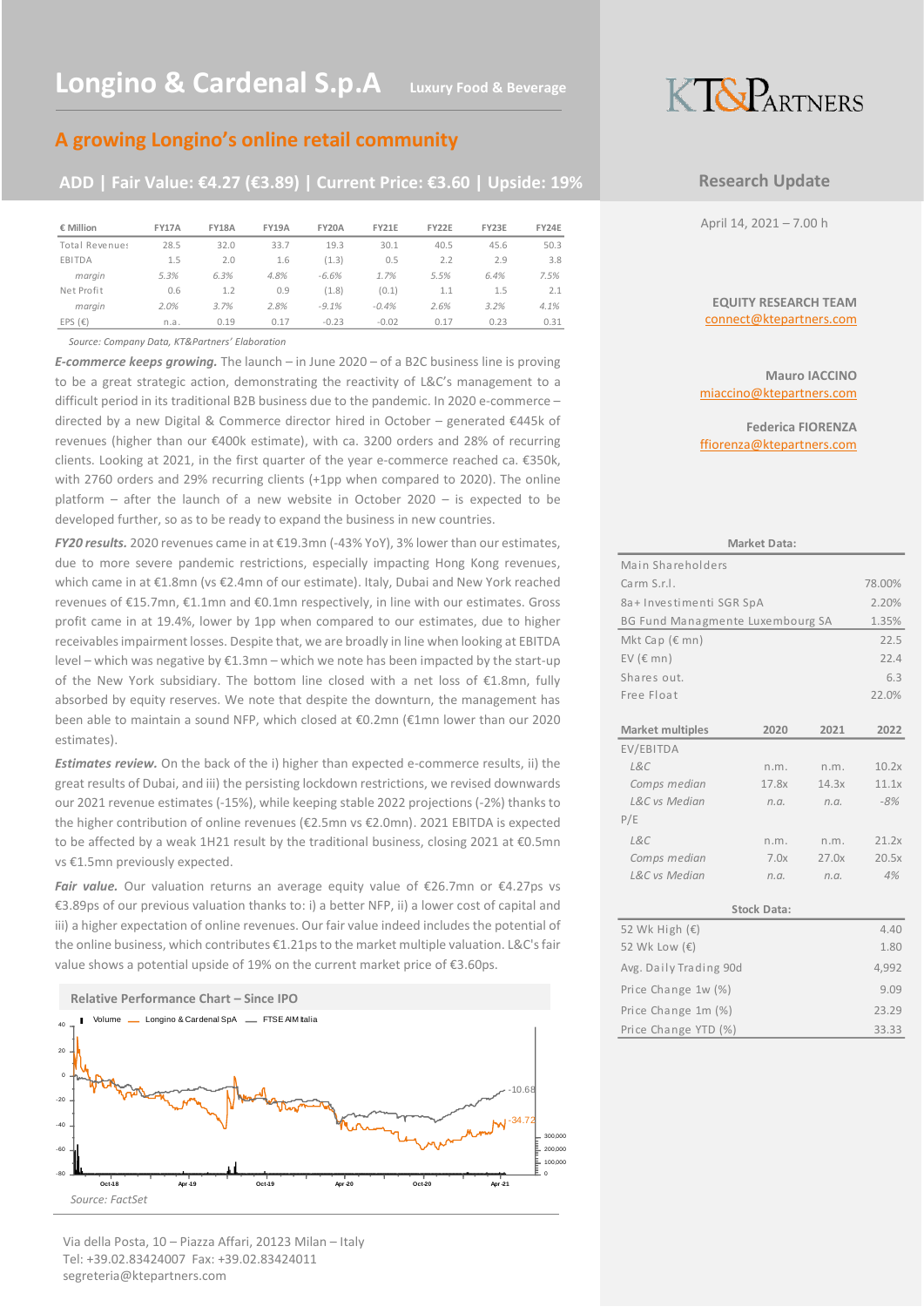# Longino & Cardenal S.p.A

Luxury Food & Beverage

KT&PARTNERS

## A growing Longino's online retail community

**ADD | Fair Value: €4.27 (€3.89) | Current Price: €3.60 | Upside: 19%**

**Research Update**

April 14, 2021 – 7.00 h

| € Million | FY17A | FY18A | FY19A | FY20A | FY21E | FY22E | FY23E | FY24E |
|---|---|---|---|---|---|---|---|---|
| Total Revenues | 28.5 | 32.0 | 33.7 | 19.3 | 30.1 | 40.5 | 45.6 | 50.3 |
| EBITDA | 1.5 | 2.0 | 1.6 | (1.3) | 0.5 | 2.2 | 2.9 | 3.8 |
| *margin* | *5.3%* | *6.3%* | *4.8%* | *-6.6%* | *1.7%* | *5.5%* | *6.4%* | *7.5%* |
| Net Profit | 0.6 | 1.2 | 0.9 | (1.8) | (0.1) | 1.1 | 1.5 | 2.1 |
| *margin* | *2.0%* | *3.7%* | *2.8%* | *-9.1%* | *-0.4%* | *2.6%* | *3.2%* | *4.1%* |
| EPS (€) | n.a. | 0.19 | 0.17 | -0.23 | -0.02 | 0.17 | 0.23 | 0.31 |

*Source: Company Data, KT&Partners' Elaboration*

***E-commerce keeps growing.*** The launch – in June 2020 – of a B2C business line is proving to be a great strategic action, demonstrating the reactivity of L&C's management to a difficult period in its traditional B2B business due to the pandemic. In 2020 e-commerce – directed by a new Digital & Commerce director hired in October – generated €445k of revenues (higher than our €400k estimate), with ca. 3200 orders and 28% of recurring clients. Looking at 2021, in the first quarter of the year e-commerce reached ca. €350k, with 2760 orders and 29% recurring clients (+1pp when compared to 2020). The online platform – after the launch of a new website in October 2020 – is expected to be developed further, so as to be ready to expand the business in new countries.

***FY20 results.*** 2020 revenues came in at €19.3mn (-43% YoY), 3% lower than our estimates, due to more severe pandemic restrictions, especially impacting Hong Kong revenues, which came in at €1.8mn (vs €2.4mn of our estimate). Italy, Dubai and New York reached revenues of €15.7mn, €1.1mn and €0.1mn respectively, in line with our estimates. Gross profit came in at 19.4%, lower by 1pp when compared to our estimates, due to higher receivables impairment losses. Despite that, we are broadly in line when looking at EBITDA level – which was negative by €1.3mn – which we note has been impacted by the start-up of the New York subsidiary. The bottom line closed with a net loss of €1.8mn, fully absorbed by equity reserves. We note that despite the downturn, the management has been able to maintain a sound NFP, which closed at €0.2mn (€1mn lower than our 2020 estimates).

***Estimates review.*** On the back of the i) higher than expected e-commerce results, ii) the great results of Dubai, and iii) the persisting lockdown restrictions, we revised downwards our 2021 revenue estimates (-15%), while keeping stable 2022 projections (-2%) thanks to the higher contribution of online revenues (€2.5mn vs €2.0mn). 2021 EBITDA is expected to be affected by a weak 1H21 result by the traditional business, closing 2021 at €0.5mn vs €1.5mn previously expected.

***Fair value.*** Our valuation returns an average equity value of €26.7mn or €4.27ps vs €3.89ps of our previous valuation thanks to: i) a better NFP, ii) a lower cost of capital and iii) a higher expectation of online revenues. Our fair value indeed includes the potential of the online business, which contributes €1.21ps to the market multiple valuation. L&C's fair value shows a potential upside of 19% on the current market price of €3.60ps.

**Relative Performance Chart – Since IPO**

*Source: FactSet*

**EQUITY RESEARCH TEAM**
connect@ktepartners.com

**Mauro IACCINO**
miaccino@ktepartners.com

**Federica FIORENZA**
ffiorenza@ktepartners.com

**Market Data:**

| Main Shareholders | |
|---|---|
| Carm S.r.l. | 78.00% |
| 8a+ Investimenti SGR SpA | 2.20% |
| BG Fund Managmente Luxembourg SA | 1.35% |
| Mkt Cap (€ mn) | 22.5 |
| EV (€ mn) | 22.4 |
| Shares out. | 6.3 |
| Free Float | 22.0% |

| Market multiples | 2020 | 2021 | 2022 |
|---|---|---|---|
| EV/EBITDA | | | |
| *L&C* | n.m. | n.m. | 10.2x |
| *Comps median* | 17.8x | 14.3x | 11.1x |
| *L&C vs Median* | *n.a.* | *n.a.* | *-8%* |
| P/E | | | |
| *L&C* | n.m. | n.m. | 21.2x |
| *Comps median* | 7.0x | 27.0x | 20.5x |
| *L&C vs Median* | *n.a.* | *n.a.* | *4%* |

**Stock Data:**

| | |
|---|---|
| 52 Wk High (€) | 4.40 |
| 52 Wk Low (€) | 1.80 |
| Avg. Daily Trading 90d | 4,992 |
| Price Change 1w (%) | 9.09 |
| Price Change 1m (%) | 23.29 |
| Price Change YTD (%) | 33.33 |

Via della Posta, 10 – Piazza Affari, 20123 Milan – Italy
Tel: +39.02.83424007 Fax: +39.02.83424011
segreteria@ktepartners.com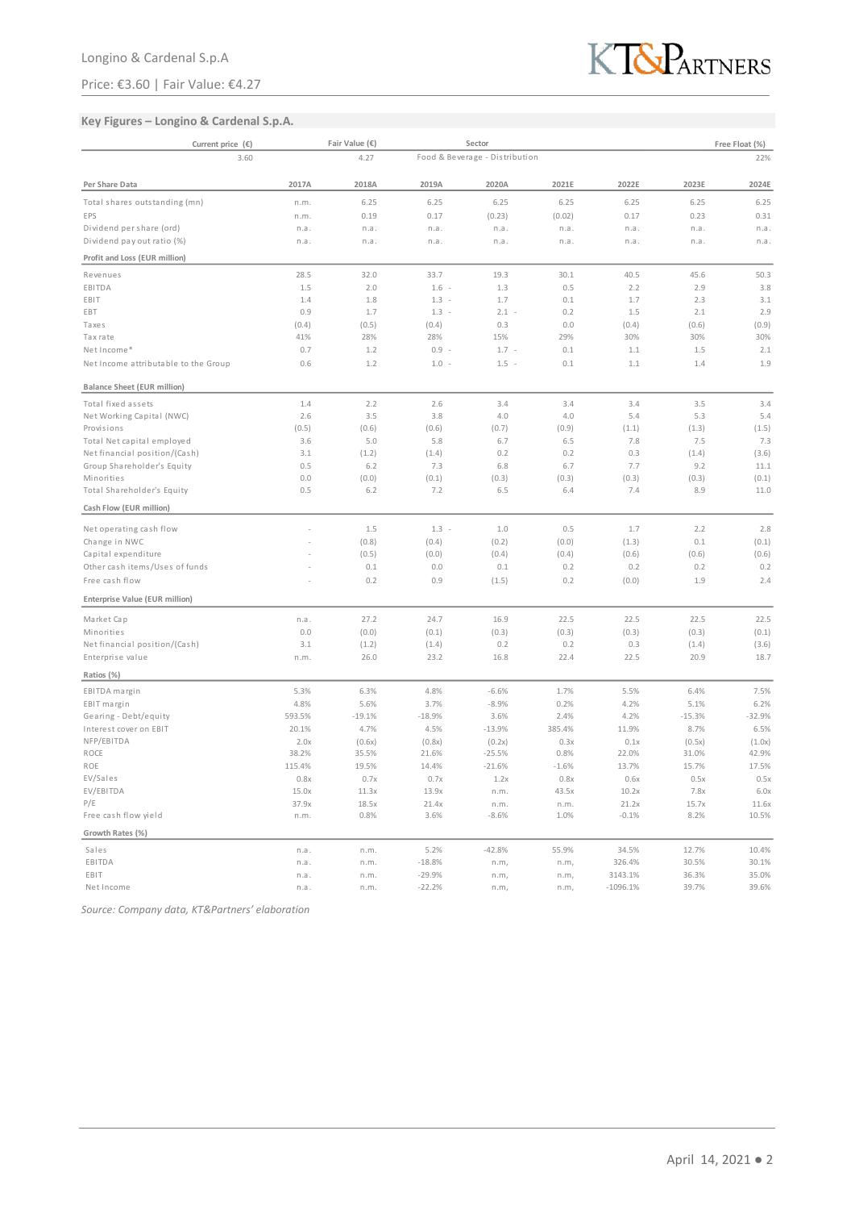Longino & Cardenal S.p.A

Price: €3.60 | Fair Value: €4.27

## Key Figures – Longino & Cardenal S.p.A.

| Current price (€) | | Fair Value (€) | | Sector | | | | Free Float (%) |
|---|---|---|---|---|---|---|---|---|
| 3.60 | | 4.27 | | Food & Beverage - Distribution | | | | 22% |

| Per Share Data | 2017A | 2018A | 2019A | 2020A | 2021E | 2022E | 2023E | 2024E |
|---|---|---|---|---|---|---|---|---|
| Total shares outstanding (mn) | n.m. | 6.25 | 6.25 | 6.25 | 6.25 | 6.25 | 6.25 | 6.25 |
| EPS | n.m. | 0.19 | 0.17 | (0.23) | (0.02) | 0.17 | 0.23 | 0.31 |
| Dividend per share (ord) | n.a. | n.a. | n.a. | n.a. | n.a. | n.a. | n.a. | n.a. |
| Dividend pay out ratio (%) | n.a. | n.a. | n.a. | n.a. | n.a. | n.a. | n.a. | n.a. |
| **Profit and Loss (EUR million)** | | | | | | | | |
| Revenues | 28.5 | 32.0 | 33.7 | 19.3 | 30.1 | 40.5 | 45.6 | 50.3 |
| EBITDA | 1.5 | 2.0 | 1.6 - | 1.3 | 0.5 | 2.2 | 2.9 | 3.8 |
| EBIT | 1.4 | 1.8 | 1.3 - | 1.7 | 0.1 | 1.7 | 2.3 | 3.1 |
| EBT | 0.9 | 1.7 | 1.3 - | 2.1 - | 0.2 | 1.5 | 2.1 | 2.9 |
| Taxes | (0.4) | (0.5) | (0.4) | 0.3 | 0.0 | (0.4) | (0.6) | (0.9) |
| Tax rate | 41% | 28% | 28% | 15% | 29% | 30% | 30% | 30% |
| Net Income* | 0.7 | 1.2 | 0.9 - | 1.7 - | 0.1 | 1.1 | 1.5 | 2.1 |
| Net Income attributable to the Group | 0.6 | 1.2 | 1.0 - | 1.5 - | 0.1 | 1.1 | 1.4 | 1.9 |
| **Balance Sheet (EUR million)** | | | | | | | | |
| Total fixed assets | 1.4 | 2.2 | 2.6 | 3.4 | 3.4 | 3.4 | 3.5 | 3.4 |
| Net Working Capital (NWC) | 2.6 | 3.5 | 3.8 | 4.0 | 4.0 | 5.4 | 5.3 | 5.4 |
| Provisions | (0.5) | (0.6) | (0.6) | (0.7) | (0.9) | (1.1) | (1.3) | (1.5) |
| Total Net capital employed | 3.6 | 5.0 | 5.8 | 6.7 | 6.5 | 7.8 | 7.5 | 7.3 |
| Net financial position/(Cash) | 3.1 | (1.2) | (1.4) | 0.2 | 0.2 | 0.3 | (1.4) | (3.6) |
| Group Shareholder's Equity | 0.5 | 6.2 | 7.3 | 6.8 | 6.7 | 7.7 | 9.2 | 11.1 |
| Minorities | 0.0 | (0.0) | (0.1) | (0.3) | (0.3) | (0.3) | (0.3) | (0.1) |
| Total Shareholder's Equity | 0.5 | 6.2 | 7.2 | 6.5 | 6.4 | 7.4 | 8.9 | 11.0 |
| **Cash Flow (EUR million)** | | | | | | | | |
| Net operating cash flow | - | 1.5 | 1.3 - | 1.0 | 0.5 | 1.7 | 2.2 | 2.8 |
| Change in NWC | - | (0.8) | (0.4) | (0.2) | (0.0) | (1.3) | 0.1 | (0.1) |
| Capital expenditure | - | (0.5) | (0.0) | (0.4) | (0.4) | (0.6) | (0.6) | (0.6) |
| Other cash items/Uses of funds | - | 0.1 | 0.0 | 0.1 | 0.2 | 0.2 | 0.2 | 0.2 |
| Free cash flow | - | 0.2 | 0.9 | (1.5) | 0.2 | (0.0) | 1.9 | 2.4 |
| **Enterprise Value (EUR million)** | | | | | | | | |
| Market Cap | n.a. | 27.2 | 24.7 | 16.9 | 22.5 | 22.5 | 22.5 | 22.5 |
| Minorities | 0.0 | (0.0) | (0.1) | (0.3) | (0.3) | (0.3) | (0.3) | (0.1) |
| Net financial position/(Cash) | 3.1 | (1.2) | (1.4) | 0.2 | 0.2 | 0.3 | (1.4) | (3.6) |
| Enterprise value | n.m. | 26.0 | 23.2 | 16.8 | 22.4 | 22.5 | 20.9 | 18.7 |
| **Ratios (%)** | | | | | | | | |
| EBITDA margin | 5.3% | 6.3% | 4.8% | -6.6% | 1.7% | 5.5% | 6.4% | 7.5% |
| EBIT margin | 4.8% | 5.6% | 3.7% | -8.9% | 0.2% | 4.2% | 5.1% | 6.2% |
| Gearing - Debt/equity | 593.5% | -19.1% | -18.9% | 3.6% | 2.4% | 4.2% | -15.3% | -32.9% |
| Interest cover on EBIT | 20.1% | 4.7% | 4.5% | -13.9% | 385.4% | 11.9% | 8.7% | 6.5% |
| NFP/EBITDA | 2.0x | (0.6x) | (0.8x) | (0.2x) | 0.3x | 0.1x | (0.5x) | (1.0x) |
| ROCE | 38.2% | 35.5% | 21.6% | -25.5% | 0.8% | 22.0% | 31.0% | 42.9% |
| ROE | 115.4% | 19.5% | 14.4% | -21.6% | -1.6% | 13.7% | 15.7% | 17.5% |
| EV/Sales | 0.8x | 0.7x | 0.7x | 1.2x | 0.8x | 0.6x | 0.5x | 0.5x |
| EV/EBITDA | 15.0x | 11.3x | 13.9x | n.m. | 43.5x | 10.2x | 7.8x | 6.0x |
| P/E | 37.9x | 18.5x | 21.4x | n.m. | n.m. | 21.2x | 15.7x | 11.6x |
| Free cash flow yield | n.m. | 0.8% | 3.6% | -8.6% | 1.0% | -0.1% | 8.2% | 10.5% |
| **Growth Rates (%)** | | | | | | | | |
| Sales | n.a. | n.m. | 5.2% | -42.8% | 55.9% | 34.5% | 12.7% | 10.4% |
| EBITDA | n.a. | n.m. | -18.8% | n.m, | n.m, | 326.4% | 30.5% | 30.1% |
| EBIT | n.a. | n.m. | -29.9% | n.m, | n.m, | 3143.1% | 36.3% | 35.0% |
| Net Income | n.a. | n.m. | -22.2% | n.m, | n.m, | -1096.1% | 39.7% | 39.6% |

*Source: Company data, KT&Partners' elaboration*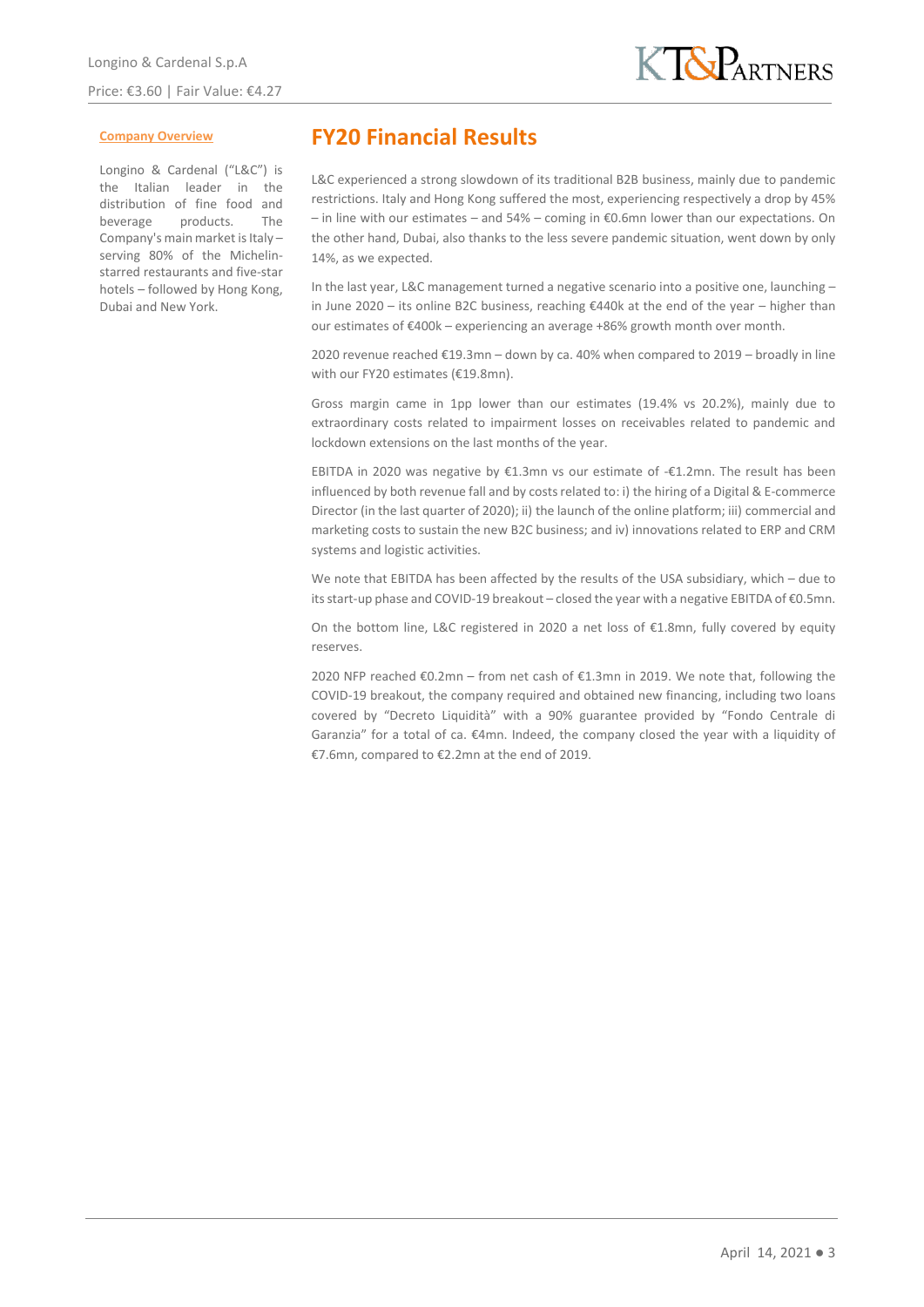**Company Overview**

Longino & Cardenal ("L&C") is the Italian leader in the distribution of fine food and beverage products. The Company's main market is Italy – serving 80% of the Michelin-starred restaurants and five-star hotels – followed by Hong Kong, Dubai and New York.

## FY20 Financial Results

L&C experienced a strong slowdown of its traditional B2B business, mainly due to pandemic restrictions. Italy and Hong Kong suffered the most, experiencing respectively a drop by 45% – in line with our estimates – and 54% – coming in €0.6mn lower than our expectations. On the other hand, Dubai, also thanks to the less severe pandemic situation, went down by only 14%, as we expected.

In the last year, L&C management turned a negative scenario into a positive one, launching – in June 2020 – its online B2C business, reaching €440k at the end of the year – higher than our estimates of €400k – experiencing an average +86% growth month over month.

2020 revenue reached €19.3mn – down by ca. 40% when compared to 2019 – broadly in line with our FY20 estimates (€19.8mn).

Gross margin came in 1pp lower than our estimates (19.4% vs 20.2%), mainly due to extraordinary costs related to impairment losses on receivables related to pandemic and lockdown extensions on the last months of the year.

EBITDA in 2020 was negative by €1.3mn vs our estimate of -€1.2mn. The result has been influenced by both revenue fall and by costs related to: i) the hiring of a Digital & E-commerce Director (in the last quarter of 2020); ii) the launch of the online platform; iii) commercial and marketing costs to sustain the new B2C business; and iv) innovations related to ERP and CRM systems and logistic activities.

We note that EBITDA has been affected by the results of the USA subsidiary, which – due to its start-up phase and COVID-19 breakout – closed the year with a negative EBITDA of €0.5mn.

On the bottom line, L&C registered in 2020 a net loss of €1.8mn, fully covered by equity reserves.

2020 NFP reached €0.2mn – from net cash of €1.3mn in 2019. We note that, following the COVID-19 breakout, the company required and obtained new financing, including two loans covered by "Decreto Liquidità" with a 90% guarantee provided by "Fondo Centrale di Garanzia" for a total of ca. €4mn. Indeed, the company closed the year with a liquidity of €7.6mn, compared to €2.2mn at the end of 2019.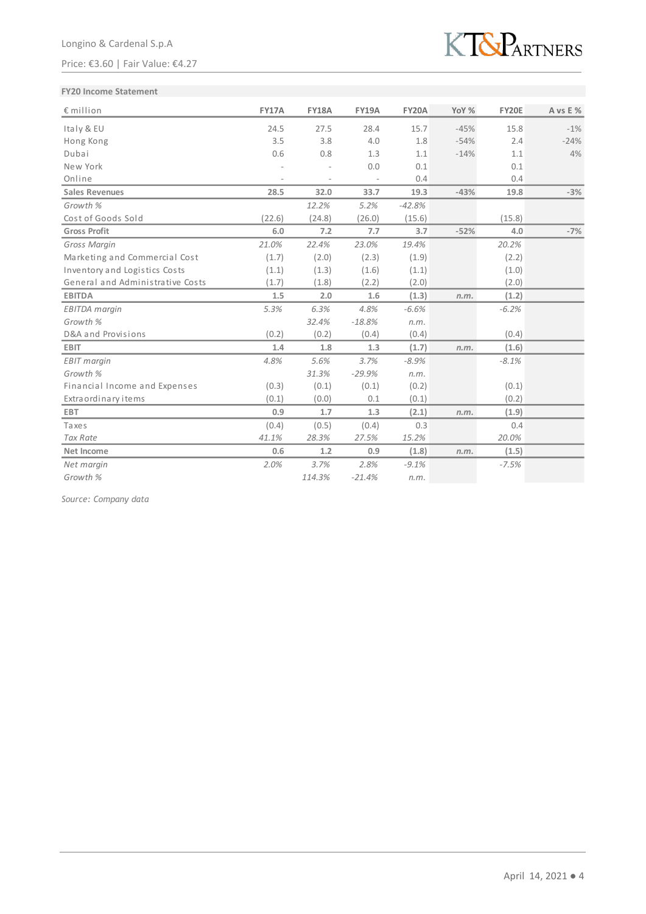**FY20 Income Statement**

| € million | FY17A | FY18A | FY19A | FY20A | YoY % | FY20E | A vs E % |
|---|---|---|---|---|---|---|---|
| Italy & EU | 24.5 | 27.5 | 28.4 | 15.7 | -45% | 15.8 | -1% |
| Hong Kong | 3.5 | 3.8 | 4.0 | 1.8 | -54% | 2.4 | -24% |
| Dubai | 0.6 | 0.8 | 1.3 | 1.1 | -14% | 1.1 | 4% |
| New York | - | - | 0.0 | 0.1 | | 0.1 | |
| Online | - | - | - | 0.4 | | 0.4 | |
| **Sales Revenues** | **28.5** | **32.0** | **33.7** | **19.3** | **-43%** | **19.8** | **-3%** |
| *Growth %* | | *12.2%* | *5.2%* | *-42.8%* | | | |
| Cost of Goods Sold | (22.6) | (24.8) | (26.0) | (15.6) | | (15.8) | |
| **Gross Profit** | **6.0** | **7.2** | **7.7** | **3.7** | **-52%** | **4.0** | **-7%** |
| *Gross Margin* | *21.0%* | *22.4%* | *23.0%* | *19.4%* | | *20.2%* | |
| Marketing and Commercial Cost | (1.7) | (2.0) | (2.3) | (1.9) | | (2.2) | |
| Inventory and Logistics Costs | (1.1) | (1.3) | (1.6) | (1.1) | | (1.0) | |
| General and Administrative Costs | (1.7) | (1.8) | (2.2) | (2.0) | | (2.0) | |
| **EBITDA** | **1.5** | **2.0** | **1.6** | **(1.3)** | *n.m.* | **(1.2)** | |
| *EBITDA margin* | *5.3%* | *6.3%* | *4.8%* | *-6.6%* | | *-6.2%* | |
| *Growth %* | | *32.4%* | *-18.8%* | *n.m.* | | | |
| D&A and Provisions | (0.2) | (0.2) | (0.4) | (0.4) | | (0.4) | |
| **EBIT** | **1.4** | **1.8** | **1.3** | **(1.7)** | *n.m.* | **(1.6)** | |
| *EBIT margin* | *4.8%* | *5.6%* | *3.7%* | *-8.9%* | | *-8.1%* | |
| *Growth %* | | *31.3%* | *-29.9%* | *n.m.* | | | |
| Financial Income and Expenses | (0.3) | (0.1) | (0.1) | (0.2) | | (0.1) | |
| Extraordinary items | (0.1) | (0.0) | 0.1 | (0.1) | | (0.2) | |
| **EBT** | **0.9** | **1.7** | **1.3** | **(2.1)** | *n.m.* | **(1.9)** | |
| Taxes | (0.4) | (0.5) | (0.4) | 0.3 | | 0.4 | |
| *Tax Rate* | *41.1%* | *28.3%* | *27.5%* | *15.2%* | | *20.0%* | |
| **Net Income** | **0.6** | **1.2** | **0.9** | **(1.8)** | *n.m.* | **(1.5)** | |
| *Net margin* | *2.0%* | *3.7%* | *2.8%* | *-9.1%* | | *-7.5%* | |
| *Growth %* | | *114.3%* | *-21.4%* | *n.m.* | | | |

*Source: Company data*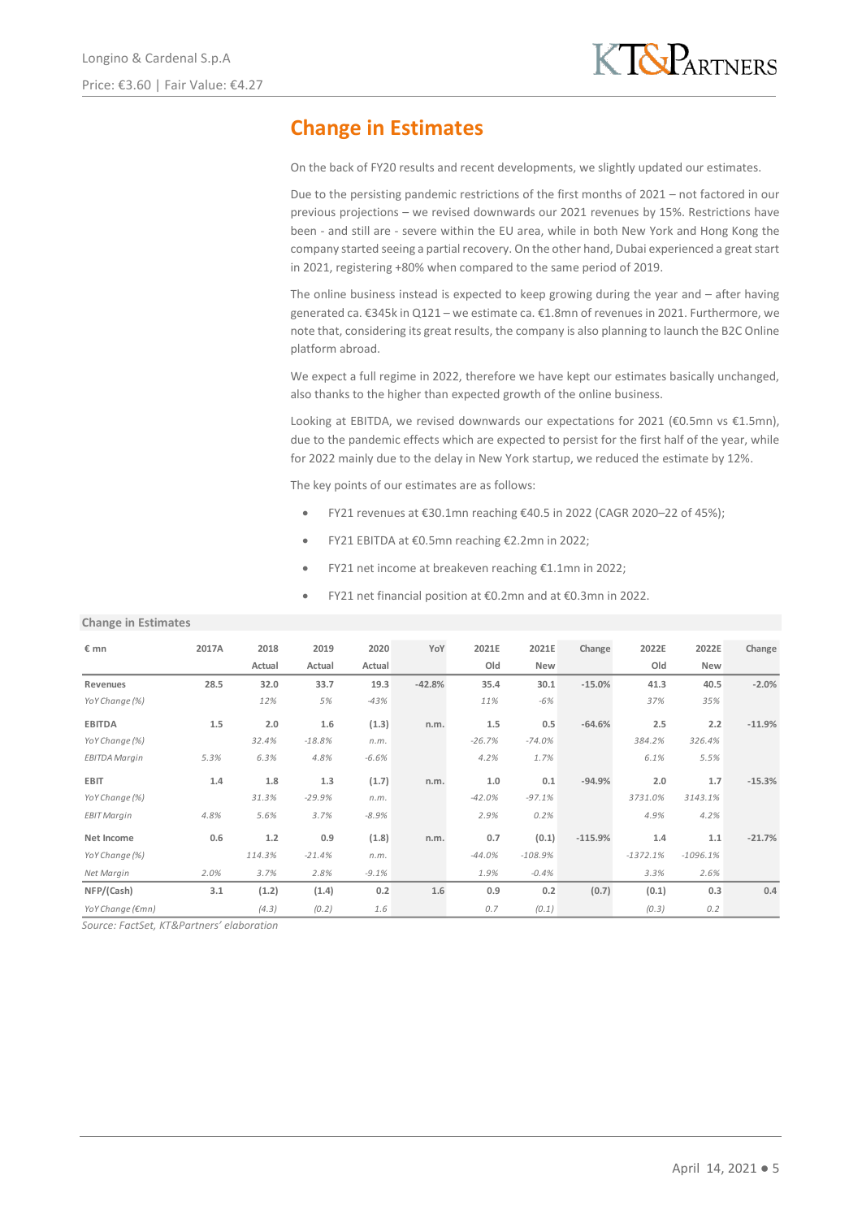## Change in Estimates

On the back of FY20 results and recent developments, we slightly updated our estimates.

Due to the persisting pandemic restrictions of the first months of 2021 – not factored in our previous projections – we revised downwards our 2021 revenues by 15%. Restrictions have been - and still are - severe within the EU area, while in both New York and Hong Kong the company started seeing a partial recovery. On the other hand, Dubai experienced a great start in 2021, registering +80% when compared to the same period of 2019.

The online business instead is expected to keep growing during the year and – after having generated ca. €345k in Q121 – we estimate ca. €1.8mn of revenues in 2021. Furthermore, we note that, considering its great results, the company is also planning to launch the B2C Online platform abroad.

We expect a full regime in 2022, therefore we have kept our estimates basically unchanged, also thanks to the higher than expected growth of the online business.

Looking at EBITDA, we revised downwards our expectations for 2021 (€0.5mn vs €1.5mn), due to the pandemic effects which are expected to persist for the first half of the year, while for 2022 mainly due to the delay in New York startup, we reduced the estimate by 12%.

The key points of our estimates are as follows:

- FY21 revenues at €30.1mn reaching €40.5 in 2022 (CAGR 2020–22 of 45%);
- FY21 EBITDA at €0.5mn reaching €2.2mn in 2022;
- FY21 net income at breakeven reaching €1.1mn in 2022;
- FY21 net financial position at €0.2mn and at €0.3mn in 2022.

**Change in Estimates**

| € mn | 2017A | 2018 Actual | 2019 Actual | 2020 Actual | YoY | 2021E Old | 2021E New | Change | 2022E Old | 2022E New | Change |
|---|---|---|---|---|---|---|---|---|---|---|---|
| **Revenues** | 28.5 | 32.0 | 33.7 | 19.3 | -42.8% | 35.4 | 30.1 | -15.0% | 41.3 | 40.5 | -2.0% |
| *YoY Change (%)* | | 12% | 5% | -43% | | 11% | -6% | | 37% | 35% | |
| **EBITDA** | 1.5 | 2.0 | 1.6 | (1.3) | n.m. | 1.5 | 0.5 | -64.6% | 2.5 | 2.2 | -11.9% |
| *YoY Change (%)* | | 32.4% | -18.8% | n.m. | | -26.7% | -74.0% | | 384.2% | 326.4% | |
| *EBITDA Margin* | 5.3% | 6.3% | 4.8% | -6.6% | | 4.2% | 1.7% | | 6.1% | 5.5% | |
| **EBIT** | 1.4 | 1.8 | 1.3 | (1.7) | n.m. | 1.0 | 0.1 | -94.9% | 2.0 | 1.7 | -15.3% |
| *YoY Change (%)* | | 31.3% | -29.9% | n.m. | | -42.0% | -97.1% | | 3731.0% | 3143.1% | |
| *EBIT Margin* | 4.8% | 5.6% | 3.7% | -8.9% | | 2.9% | 0.2% | | 4.9% | 4.2% | |
| **Net Income** | 0.6 | 1.2 | 0.9 | (1.8) | n.m. | 0.7 | (0.1) | -115.9% | 1.4 | 1.1 | -21.7% |
| *YoY Change (%)* | | 114.3% | -21.4% | n.m. | | -44.0% | -108.9% | | -1372.1% | -1096.1% | |
| *Net Margin* | 2.0% | 3.7% | 2.8% | -9.1% | | 1.9% | -0.4% | | 3.3% | 2.6% | |
| **NFP/(Cash)** | 3.1 | (1.2) | (1.4) | 0.2 | 1.6 | 0.9 | 0.2 | (0.7) | (0.1) | 0.3 | 0.4 |
| *YoY Change (€mn)* | | (4.3) | (0.2) | 1.6 | | 0.7 | (0.1) | | (0.3) | 0.2 | |

Source: FactSet, KT&Partners' elaboration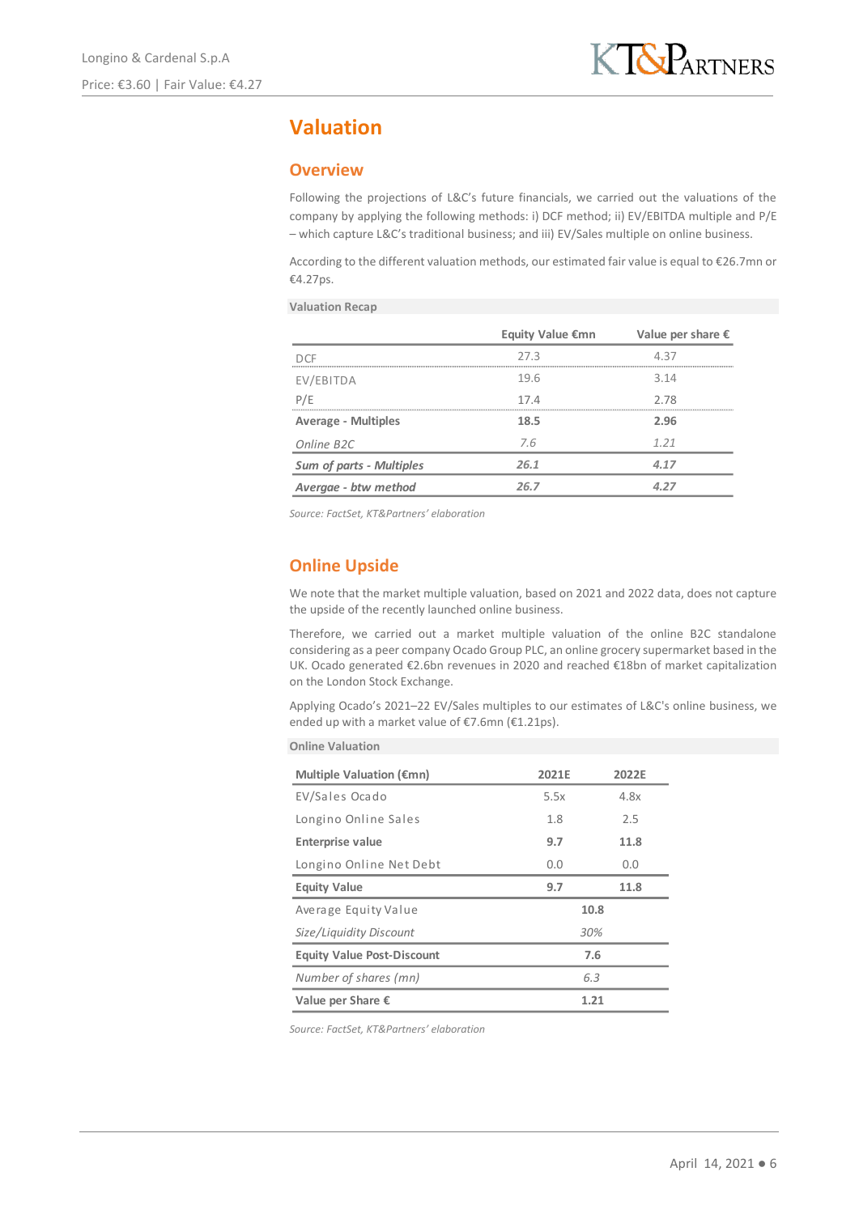# Valuation

## Overview

Following the projections of L&C's future financials, we carried out the valuations of the company by applying the following methods: i) DCF method; ii) EV/EBITDA multiple and P/E – which capture L&C's traditional business; and iii) EV/Sales multiple on online business.

According to the different valuation methods, our estimated fair value is equal to €26.7mn or €4.27ps.

**Valuation Recap**

| | Equity Value €mn | Value per share € |
|---|---|---|
| DCF | 27.3 | 4.37 |
| EV/EBITDA | 19.6 | 3.14 |
| P/E | 17.4 | 2.78 |
| **Average - Multiples** | **18.5** | **2.96** |
| *Online B2C* | *7.6* | *1.21* |
| ***Sum of parts - Multiples*** | ***26.1*** | ***4.17*** |
| ***Avergae - btw method*** | ***26.7*** | ***4.27*** |

*Source: FactSet, KT&Partners' elaboration*

## Online Upside

We note that the market multiple valuation, based on 2021 and 2022 data, does not capture the upside of the recently launched online business.

Therefore, we carried out a market multiple valuation of the online B2C standalone considering as a peer company Ocado Group PLC, an online grocery supermarket based in the UK. Ocado generated €2.6bn revenues in 2020 and reached €18bn of market capitalization on the London Stock Exchange.

Applying Ocado's 2021–22 EV/Sales multiples to our estimates of L&C's online business, we ended up with a market value of €7.6mn (€1.21ps).

**Online Valuation**

| Multiple Valuation (€mn) | 2021E | 2022E |
|---|---|---|
| EV/Sales Ocado | 5.5x | 4.8x |
| Longino Online Sales | 1.8 | 2.5 |
| **Enterprise value** | **9.7** | **11.8** |
| Longino Online Net Debt | 0.0 | 0.0 |
| **Equity Value** | **9.7** | **11.8** |
| Average Equity Value | **10.8** | |
| *Size/Liquidity Discount* | *30%* | |
| **Equity Value Post-Discount** | **7.6** | |
| *Number of shares (mn)* | *6.3* | |
| **Value per Share €** | **1.21** | |

*Source: FactSet, KT&Partners' elaboration*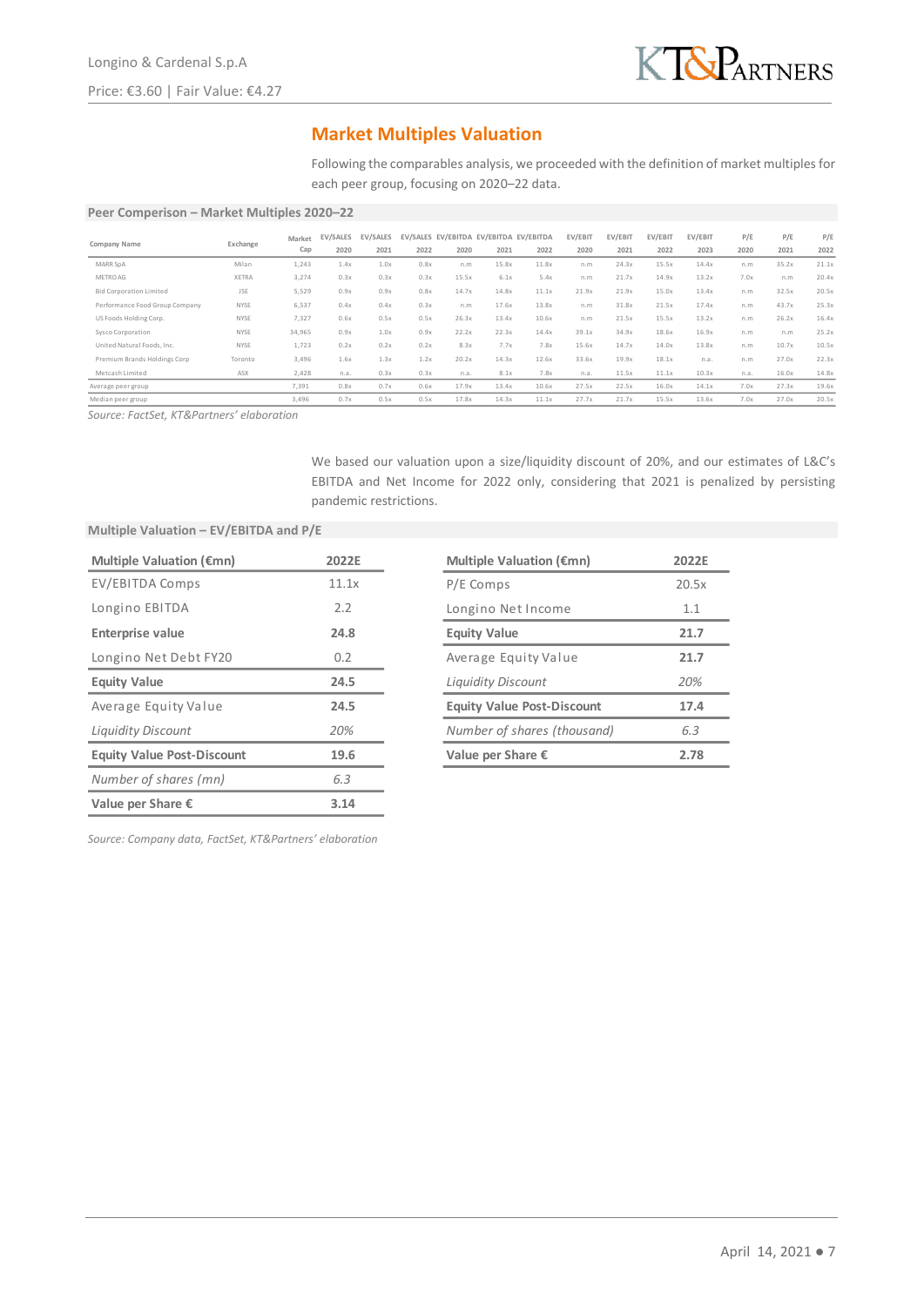## Market Multiples Valuation

Following the comparables analysis, we proceeded with the definition of market multiples for each peer group, focusing on 2020–22 data.

**Peer Comperison – Market Multiples 2020–22**

| Company Name | Exchange | Market Cap | EV/SALES 2020 | EV/SALES 2021 | EV/SALES 2022 | EV/EBITDA 2020 | EV/EBITDA 2021 | EV/EBITDA 2022 | EV/EBIT 2020 | EV/EBIT 2021 | EV/EBIT 2022 | EV/EBIT 2023 | P/E 2020 | P/E 2021 | P/E 2022 |
|---|---|---|---|---|---|---|---|---|---|---|---|---|---|---|---|
| MARR SpA | Milan | 1,243 | 1.4x | 1.0x | 0.8x | n.m | 15.8x | 11.8x | n.m | 24.3x | 15.5x | 14.4x | n.m | 35.2x | 21.1x |
| METRO AG | XETRA | 3,274 | 0.3x | 0.3x | 0.3x | 15.5x | 6.1x | 5.4x | n.m | 21.7x | 14.9x | 13.2x | 7.0x | n.m | 20.4x |
| Bid Corporation Limited | JSE | 5,529 | 0.9x | 0.9x | 0.8x | 14.7x | 14.8x | 11.1x | 21.9x | 21.9x | 15.0x | 13.4x | n.m | 32.5x | 20.5x |
| Performance Food Group Company | NYSE | 6,537 | 0.4x | 0.4x | 0.3x | n.m | 17.6x | 13.8x | n.m | 31.8x | 21.5x | 17.4x | n.m | 43.7x | 25.3x |
| US Foods Holding Corp. | NYSE | 7,327 | 0.6x | 0.5x | 0.5x | 26.3x | 13.4x | 10.6x | n.m | 21.5x | 15.5x | 13.2x | n.m | 26.2x | 16.4x |
| Sysco Corporation | NYSE | 34,965 | 0.9x | 1.0x | 0.9x | 22.2x | 22.3x | 14.4x | 39.1x | 34.9x | 18.6x | 16.9x | n.m | n.m | 25.2x |
| United Natural Foods, Inc. | NYSE | 1,723 | 0.2x | 0.2x | 0.2x | 8.3x | 7.7x | 7.8x | 15.6x | 14.7x | 14.0x | 13.8x | n.m | 10.7x | 10.5x |
| Premium Brands Holdings Corp | Toronto | 3,496 | 1.6x | 1.3x | 1.2x | 20.2x | 14.3x | 12.6x | 33.6x | 19.9x | 18.1x | n.a. | n.m | 27.0x | 22.3x |
| Metcash Limited | ASX | 2,428 | n.a. | 0.3x | 0.3x | n.a. | 8.1x | 7.8x | n.a. | 11.5x | 11.1x | 10.3x | n.a. | 16.0x | 14.8x |
| Average peer group | | 7,391 | 0.8x | 0.7x | 0.6x | 17.9x | 13.4x | 10.6x | 27.5x | 22.5x | 16.0x | 14.1x | 7.0x | 27.3x | 19.6x |
| Median peer group | | 3,496 | 0.7x | 0.5x | 0.5x | 17.8x | 14.3x | 11.1x | 27.7x | 21.7x | 15.5x | 13.6x | 7.0x | 27.0x | 20.5x |

*Source: FactSet, KT&Partners' elaboration*

We based our valuation upon a size/liquidity discount of 20%, and our estimates of L&C's EBITDA and Net Income for 2022 only, considering that 2021 is penalized by persisting pandemic restrictions.

**Multiple Valuation – EV/EBITDA and P/E**

| Multiple Valuation (€mn) | 2022E |
|---|---|
| EV/EBITDA Comps | 11.1x |
| Longino EBITDA | 2.2 |
| **Enterprise value** | **24.8** |
| Longino Net Debt FY20 | 0.2 |
| **Equity Value** | **24.5** |
| Average Equity Value | 24.5 |
| *Liquidity Discount* | *20%* |
| **Equity Value Post-Discount** | **19.6** |
| *Number of shares (mn)* | *6.3* |
| **Value per Share €** | **3.14** |

| Multiple Valuation (€mn) | 2022E |
|---|---|
| P/E Comps | 20.5x |
| Longino Net Income | 1.1 |
| **Equity Value** | **21.7** |
| Average Equity Value | 21.7 |
| *Liquidity Discount* | *20%* |
| **Equity Value Post-Discount** | **17.4** |
| *Number of shares (thousand)* | *6.3* |
| **Value per Share €** | **2.78** |

*Source: Company data, FactSet, KT&Partners' elaboration*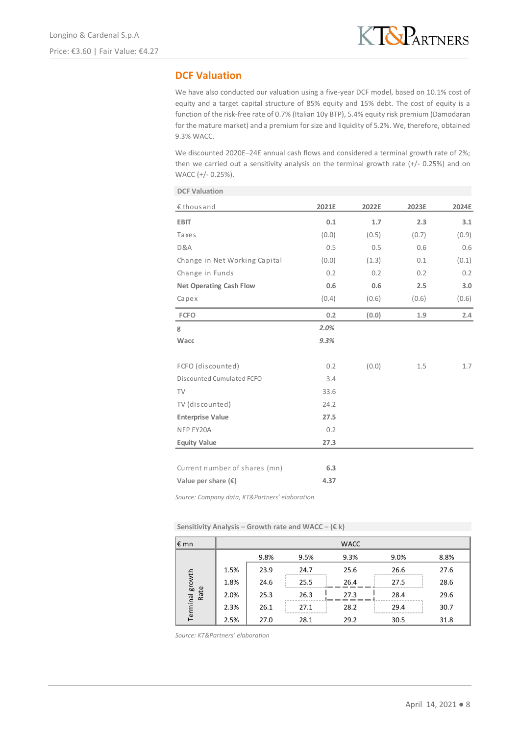## DCF Valuation

We have also conducted our valuation using a five-year DCF model, based on 10.1% cost of equity and a target capital structure of 85% equity and 15% debt. The cost of equity is a function of the risk-free rate of 0.7% (Italian 10y BTP), 5.4% equity risk premium (Damodaran for the mature market) and a premium for size and liquidity of 5.2%. We, therefore, obtained 9.3% WACC.

We discounted 2020E–24E annual cash flows and considered a terminal growth rate of 2%; then we carried out a sensitivity analysis on the terminal growth rate (+/- 0.25%) and on WACC (+/- 0.25%).

**DCF Valuation**

| € thousand | 2021E | 2022E | 2023E | 2024E |
|---|---|---|---|---|
| **EBIT** | **0.1** | **1.7** | **2.3** | **3.1** |
| Taxes | (0.0) | (0.5) | (0.7) | (0.9) |
| D&A | 0.5 | 0.5 | 0.6 | 0.6 |
| Change in Net Working Capital | (0.0) | (1.3) | 0.1 | (0.1) |
| Change in Funds | 0.2 | 0.2 | 0.2 | 0.2 |
| **Net Operating Cash Flow** | **0.6** | **0.6** | **2.5** | **3.0** |
| Capex | (0.4) | (0.6) | (0.6) | (0.6) |
| **FCFO** | **0.2** | **(0.0)** | **1.9** | **2.4** |
| g | *2.0%* | | | |
| **Wacc** | *9.3%* | | | |
| | | | | |
| FCFO (discounted) | 0.2 | (0.0) | 1.5 | 1.7 |
| Discounted Cumulated FCFO | 3.4 | | | |
| TV | 33.6 | | | |
| TV (discounted) | 24.2 | | | |
| **Enterprise Value** | **27.5** | | | |
| NFP FY20A | 0.2 | | | |
| **Equity Value** | **27.3** | | | |
| | | | | |
| Current number of shares (mn) | 6.3 | | | |
| **Value per share (€)** | **4.37** | | | |

*Source: Company data, KT&Partners' elaboration*

**Sensitivity Analysis – Growth rate and WACC – (€ k)**

| € mn | | WACC | | | | |
|---|---|---|---|---|---|---|
| | | 9.8% | 9.5% | 9.3% | 9.0% | 8.8% |
| Terminal growth Rate | 1.5% | 23.9 | 24.7 | 25.6 | 26.6 | 27.6 |
| | 1.8% | 24.6 | 25.5 | 26.4 | 27.5 | 28.6 |
| | 2.0% | 25.3 | 26.3 | 27.3 | 28.4 | 29.6 |
| | 2.3% | 26.1 | 27.1 | 28.2 | 29.4 | 30.7 |
| | 2.5% | 27.0 | 28.1 | 29.2 | 30.5 | 31.8 |

*Source: KT&Partners' elaboration*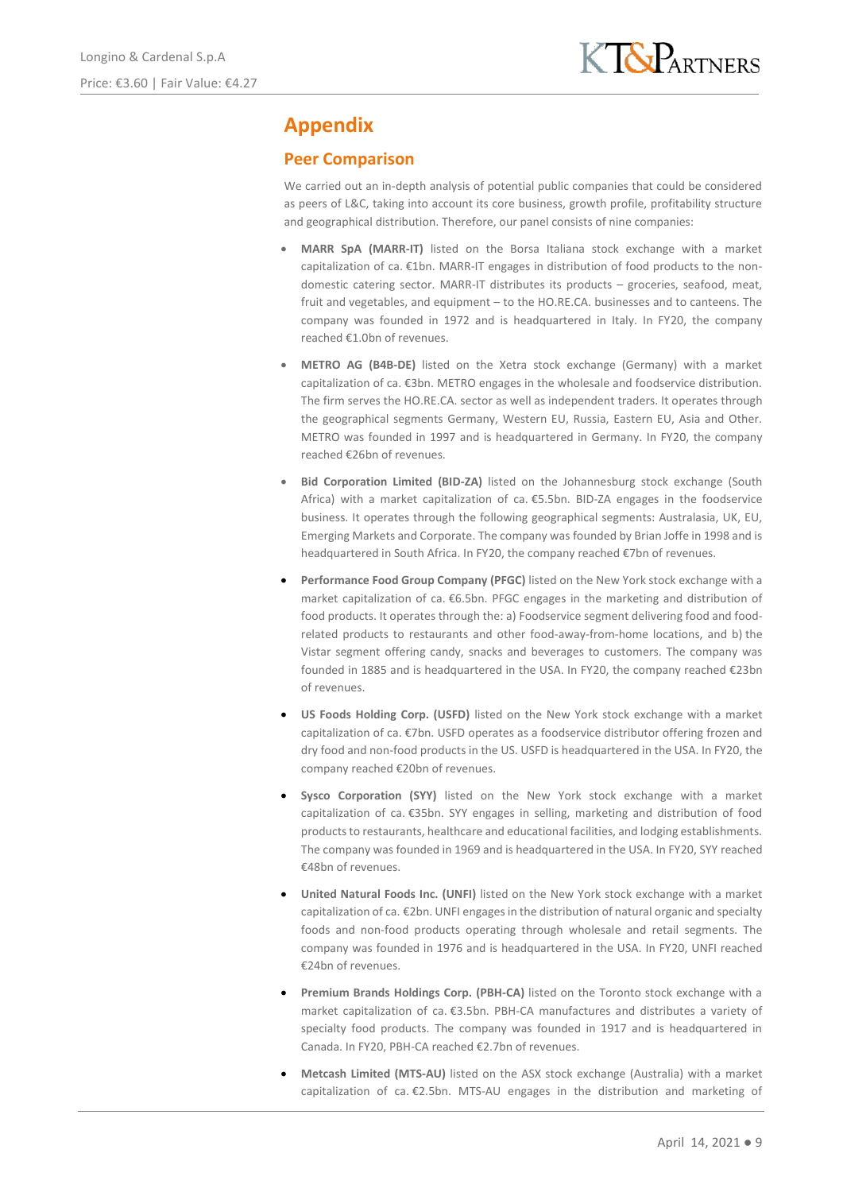# Appendix

## Peer Comparison

We carried out an in-depth analysis of potential public companies that could be considered as peers of L&C, taking into account its core business, growth profile, profitability structure and geographical distribution. Therefore, our panel consists of nine companies:

- **MARR SpA (MARR-IT)** listed on the Borsa Italiana stock exchange with a market capitalization of ca. €1bn. MARR-IT engages in distribution of food products to the non-domestic catering sector. MARR-IT distributes its products – groceries, seafood, meat, fruit and vegetables, and equipment – to the HO.RE.CA. businesses and to canteens. The company was founded in 1972 and is headquartered in Italy. In FY20, the company reached €1.0bn of revenues.
- **METRO AG (B4B-DE)** listed on the Xetra stock exchange (Germany) with a market capitalization of ca. €3bn. METRO engages in the wholesale and foodservice distribution. The firm serves the HO.RE.CA. sector as well as independent traders. It operates through the geographical segments Germany, Western EU, Russia, Eastern EU, Asia and Other. METRO was founded in 1997 and is headquartered in Germany. In FY20, the company reached €26bn of revenues.
- **Bid Corporation Limited (BID-ZA)** listed on the Johannesburg stock exchange (South Africa) with a market capitalization of ca. €5.5bn. BID-ZA engages in the foodservice business. It operates through the following geographical segments: Australasia, UK, EU, Emerging Markets and Corporate. The company was founded by Brian Joffe in 1998 and is headquartered in South Africa. In FY20, the company reached €7bn of revenues.
- **Performance Food Group Company (PFGC)** listed on the New York stock exchange with a market capitalization of ca. €6.5bn. PFGC engages in the marketing and distribution of food products. It operates through the: a) Foodservice segment delivering food and food-related products to restaurants and other food-away-from-home locations, and b) the Vistar segment offering candy, snacks and beverages to customers. The company was founded in 1885 and is headquartered in the USA. In FY20, the company reached €23bn of revenues.
- **US Foods Holding Corp. (USFD)** listed on the New York stock exchange with a market capitalization of ca. €7bn. USFD operates as a foodservice distributor offering frozen and dry food and non-food products in the US. USFD is headquartered in the USA. In FY20, the company reached €20bn of revenues.
- **Sysco Corporation (SYY)** listed on the New York stock exchange with a market capitalization of ca. €35bn. SYY engages in selling, marketing and distribution of food products to restaurants, healthcare and educational facilities, and lodging establishments. The company was founded in 1969 and is headquartered in the USA. In FY20, SYY reached €48bn of revenues.
- **United Natural Foods Inc. (UNFI)** listed on the New York stock exchange with a market capitalization of ca. €2bn. UNFI engages in the distribution of natural organic and specialty foods and non-food products operating through wholesale and retail segments. The company was founded in 1976 and is headquartered in the USA. In FY20, UNFI reached €24bn of revenues.
- **Premium Brands Holdings Corp. (PBH-CA)** listed on the Toronto stock exchange with a market capitalization of ca. €3.5bn. PBH-CA manufactures and distributes a variety of specialty food products. The company was founded in 1917 and is headquartered in Canada. In FY20, PBH-CA reached €2.7bn of revenues.
- **Metcash Limited (MTS-AU)** listed on the ASX stock exchange (Australia) with a market capitalization of ca. €2.5bn. MTS-AU engages in the distribution and marketing of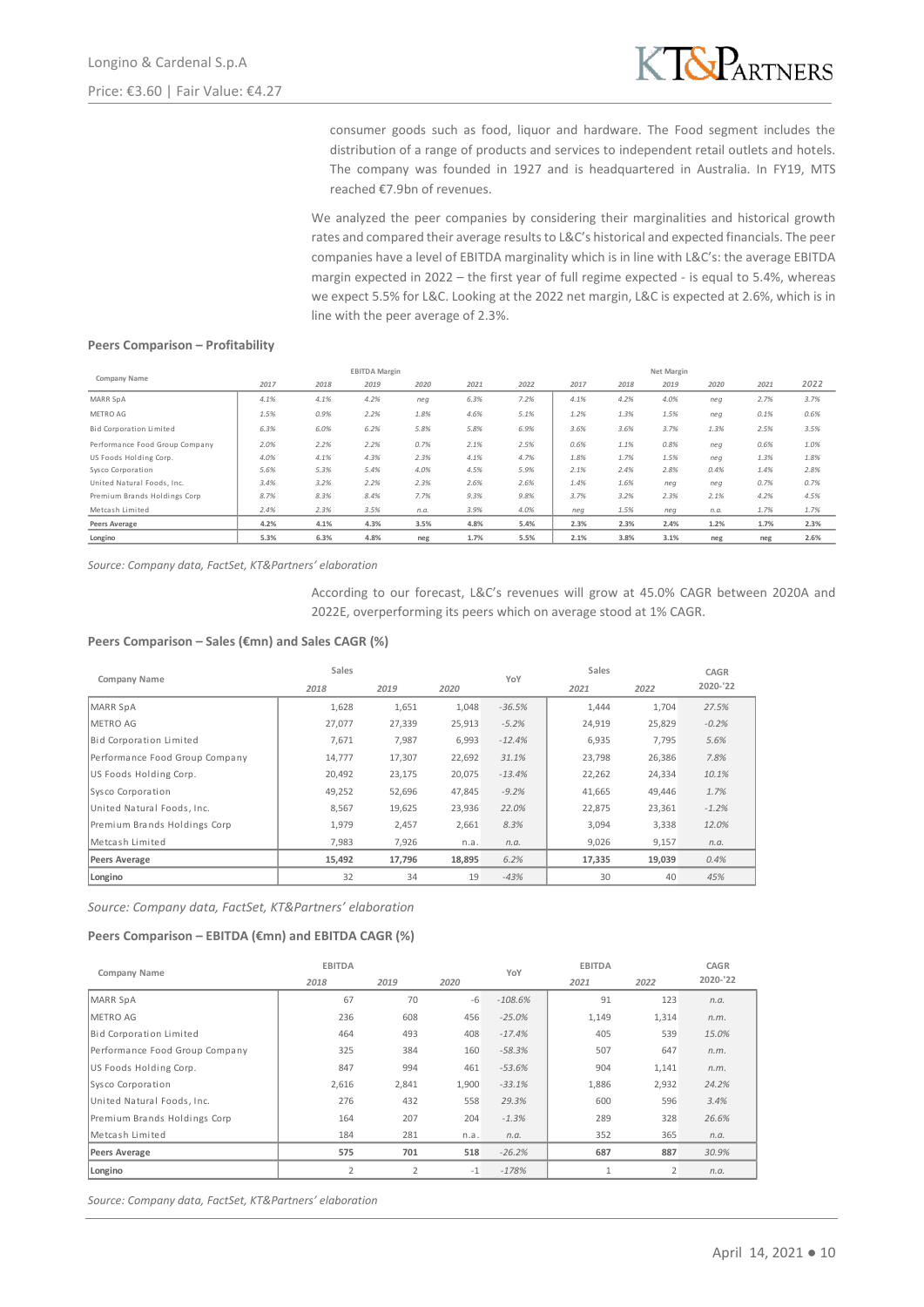consumer goods such as food, liquor and hardware. The Food segment includes the distribution of a range of products and services to independent retail outlets and hotels. The company was founded in 1927 and is headquartered in Australia. In FY19, MTS reached €7.9bn of revenues.

We analyzed the peer companies by considering their marginalities and historical growth rates and compared their average results to L&C's historical and expected financials. The peer companies have a level of EBITDA marginality which is in line with L&C's: the average EBITDA margin expected in 2022 – the first year of full regime expected - is equal to 5.4%, whereas we expect 5.5% for L&C. Looking at the 2022 net margin, L&C is expected at 2.6%, which is in line with the peer average of 2.3%.

**Peers Comparison – Profitability**

| Company Name | EBITDA Margin | | | | | | Net Margin | | | | | |
|---|---|---|---|---|---|---|---|---|---|---|---|---|
| | 2017 | 2018 | 2019 | 2020 | 2021 | 2022 | 2017 | 2018 | 2019 | 2020 | 2021 | 2022 |
| MARR SpA | 4.1% | 4.1% | 4.2% | neg | 6.3% | 7.2% | 4.1% | 4.2% | 4.0% | neg | 2.7% | 3.7% |
| METRO AG | 1.5% | 0.9% | 2.2% | 1.8% | 4.6% | 5.1% | 1.2% | 1.3% | 1.5% | neg | 0.1% | 0.6% |
| Bid Corporation Limited | 6.3% | 6.0% | 6.2% | 5.8% | 5.8% | 6.9% | 3.6% | 3.6% | 3.7% | 1.3% | 2.5% | 3.5% |
| Performance Food Group Company | 2.0% | 2.2% | 2.2% | 0.7% | 2.1% | 2.5% | 0.6% | 1.1% | 0.8% | neg | 0.6% | 1.0% |
| US Foods Holding Corp. | 4.0% | 4.1% | 4.3% | 2.3% | 4.1% | 4.7% | 1.8% | 1.7% | 1.5% | neg | 1.3% | 1.8% |
| Sysco Corporation | 5.6% | 5.3% | 5.4% | 4.0% | 4.5% | 5.9% | 2.1% | 2.4% | 2.8% | 0.4% | 1.4% | 2.8% |
| United Natural Foods, Inc. | 3.4% | 3.2% | 2.2% | 2.3% | 2.6% | 2.6% | 1.4% | 1.6% | neg | neg | 0.7% | 0.7% |
| Premium Brands Holdings Corp | 8.7% | 8.3% | 8.4% | 7.7% | 9.3% | 9.8% | 3.7% | 3.2% | 2.3% | 2.1% | 4.2% | 4.5% |
| Metcash Limited | 2.4% | 2.3% | 3.5% | n.a. | 3.9% | 4.0% | neg | 1.5% | neg | n.a. | 1.7% | 1.7% |
| **Peers Average** | **4.2%** | **4.1%** | **4.3%** | **3.5%** | **4.8%** | **5.4%** | **2.3%** | **2.3%** | **2.4%** | **1.2%** | **1.7%** | **2.3%** |
| **Longino** | **5.3%** | **6.3%** | **4.8%** | **neg** | **1.7%** | **5.5%** | **2.1%** | **3.8%** | **3.1%** | **neg** | **neg** | **2.6%** |

*Source: Company data, FactSet, KT&Partners' elaboration*

According to our forecast, L&C's revenues will grow at 45.0% CAGR between 2020A and 2022E, overperforming its peers which on average stood at 1% CAGR.

**Peers Comparison – Sales (€mn) and Sales CAGR (%)**

| Company Name | Sales | | | YoY | Sales | | CAGR |
|---|---|---|---|---|---|---|---|
| | 2018 | 2019 | 2020 | | 2021 | 2022 | 2020-'22 |
| MARR SpA | 1,628 | 1,651 | 1,048 | -36.5% | 1,444 | 1,704 | 27.5% |
| METRO AG | 27,077 | 27,339 | 25,913 | -5.2% | 24,919 | 25,829 | -0.2% |
| Bid Corporation Limited | 7,671 | 7,987 | 6,993 | -12.4% | 6,935 | 7,795 | 5.6% |
| Performance Food Group Company | 14,777 | 17,307 | 22,692 | 31.1% | 23,798 | 26,386 | 7.8% |
| US Foods Holding Corp. | 20,492 | 23,175 | 20,075 | -13.4% | 22,262 | 24,334 | 10.1% |
| Sysco Corporation | 49,252 | 52,696 | 47,845 | -9.2% | 41,665 | 49,446 | 1.7% |
| United Natural Foods, Inc. | 8,567 | 19,625 | 23,936 | 22.0% | 22,875 | 23,361 | -1.2% |
| Premium Brands Holdings Corp | 1,979 | 2,457 | 2,661 | 8.3% | 3,094 | 3,338 | 12.0% |
| Metcash Limited | 7,983 | 7,926 | n.a. | n.a. | 9,026 | 9,157 | n.a. |
| **Peers Average** | **15,492** | **17,796** | **18,895** | **6.2%** | **17,335** | **19,039** | **0.4%** |
| **Longino** | 32 | 34 | 19 | -43% | 30 | 40 | 45% |

*Source: Company data, FactSet, KT&Partners' elaboration*

**Peers Comparison – EBITDA (€mn) and EBITDA CAGR (%)**

| Company Name | EBITDA | | | YoY | EBITDA | | CAGR |
|---|---|---|---|---|---|---|---|
| | 2018 | 2019 | 2020 | | 2021 | 2022 | 2020-'22 |
| MARR SpA | 67 | 70 | -6 | -108.6% | 91 | 123 | n.a. |
| METRO AG | 236 | 608 | 456 | -25.0% | 1,149 | 1,314 | n.m. |
| Bid Corporation Limited | 464 | 493 | 408 | -17.4% | 405 | 539 | 15.0% |
| Performance Food Group Company | 325 | 384 | 160 | -58.3% | 507 | 647 | n.m. |
| US Foods Holding Corp. | 847 | 994 | 461 | -53.6% | 904 | 1,141 | n.m. |
| Sysco Corporation | 2,616 | 2,841 | 1,900 | -33.1% | 1,886 | 2,932 | 24.2% |
| United Natural Foods, Inc. | 276 | 432 | 558 | 29.3% | 600 | 596 | 3.4% |
| Premium Brands Holdings Corp | 164 | 207 | 204 | -1.3% | 289 | 328 | 26.6% |
| Metcash Limited | 184 | 281 | n.a. | n.a. | 352 | 365 | n.a. |
| **Peers Average** | **575** | **701** | **518** | **-26.2%** | **687** | **887** | **30.9%** |
| **Longino** | 2 | 2 | -1 | -178% | 1 | 2 | n.a. |

*Source: Company data, FactSet, KT&Partners' elaboration*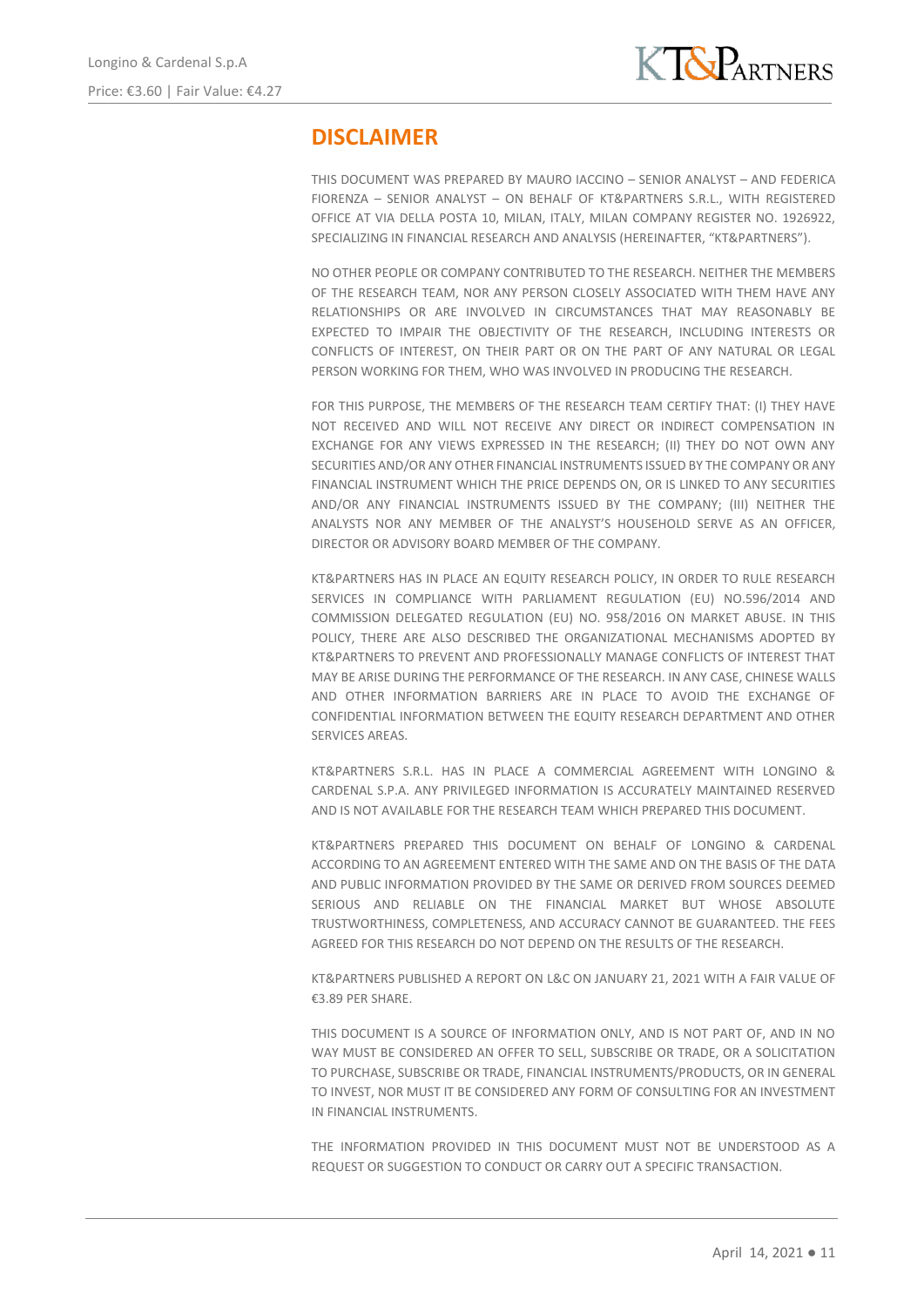## DISCLAIMER

THIS DOCUMENT WAS PREPARED BY MAURO IACCINO – SENIOR ANALYST – AND FEDERICA FIORENZA – SENIOR ANALYST – ON BEHALF OF KT&PARTNERS S.R.L., WITH REGISTERED OFFICE AT VIA DELLA POSTA 10, MILAN, ITALY, MILAN COMPANY REGISTER NO. 1926922, SPECIALIZING IN FINANCIAL RESEARCH AND ANALYSIS (HEREINAFTER, "KT&PARTNERS").

NO OTHER PEOPLE OR COMPANY CONTRIBUTED TO THE RESEARCH. NEITHER THE MEMBERS OF THE RESEARCH TEAM, NOR ANY PERSON CLOSELY ASSOCIATED WITH THEM HAVE ANY RELATIONSHIPS OR ARE INVOLVED IN CIRCUMSTANCES THAT MAY REASONABLY BE EXPECTED TO IMPAIR THE OBJECTIVITY OF THE RESEARCH, INCLUDING INTERESTS OR CONFLICTS OF INTEREST, ON THEIR PART OR ON THE PART OF ANY NATURAL OR LEGAL PERSON WORKING FOR THEM, WHO WAS INVOLVED IN PRODUCING THE RESEARCH.

FOR THIS PURPOSE, THE MEMBERS OF THE RESEARCH TEAM CERTIFY THAT: (I) THEY HAVE NOT RECEIVED AND WILL NOT RECEIVE ANY DIRECT OR INDIRECT COMPENSATION IN EXCHANGE FOR ANY VIEWS EXPRESSED IN THE RESEARCH; (II) THEY DO NOT OWN ANY SECURITIES AND/OR ANY OTHER FINANCIAL INSTRUMENTS ISSUED BY THE COMPANY OR ANY FINANCIAL INSTRUMENT WHICH THE PRICE DEPENDS ON, OR IS LINKED TO ANY SECURITIES AND/OR ANY FINANCIAL INSTRUMENTS ISSUED BY THE COMPANY; (III) NEITHER THE ANALYSTS NOR ANY MEMBER OF THE ANALYST'S HOUSEHOLD SERVE AS AN OFFICER, DIRECTOR OR ADVISORY BOARD MEMBER OF THE COMPANY.

KT&PARTNERS HAS IN PLACE AN EQUITY RESEARCH POLICY, IN ORDER TO RULE RESEARCH SERVICES IN COMPLIANCE WITH PARLIAMENT REGULATION (EU) NO.596/2014 AND COMMISSION DELEGATED REGULATION (EU) NO. 958/2016 ON MARKET ABUSE. IN THIS POLICY, THERE ARE ALSO DESCRIBED THE ORGANIZATIONAL MECHANISMS ADOPTED BY KT&PARTNERS TO PREVENT AND PROFESSIONALLY MANAGE CONFLICTS OF INTEREST THAT MAY BE ARISE DURING THE PERFORMANCE OF THE RESEARCH. IN ANY CASE, CHINESE WALLS AND OTHER INFORMATION BARRIERS ARE IN PLACE TO AVOID THE EXCHANGE OF CONFIDENTIAL INFORMATION BETWEEN THE EQUITY RESEARCH DEPARTMENT AND OTHER SERVICES AREAS.

KT&PARTNERS S.R.L. HAS IN PLACE A COMMERCIAL AGREEMENT WITH LONGINO & CARDENAL S.P.A. ANY PRIVILEGED INFORMATION IS ACCURATELY MAINTAINED RESERVED AND IS NOT AVAILABLE FOR THE RESEARCH TEAM WHICH PREPARED THIS DOCUMENT.

KT&PARTNERS PREPARED THIS DOCUMENT ON BEHALF OF LONGINO & CARDENAL ACCORDING TO AN AGREEMENT ENTERED WITH THE SAME AND ON THE BASIS OF THE DATA AND PUBLIC INFORMATION PROVIDED BY THE SAME OR DERIVED FROM SOURCES DEEMED SERIOUS AND RELIABLE ON THE FINANCIAL MARKET BUT WHOSE ABSOLUTE TRUSTWORTHINESS, COMPLETENESS, AND ACCURACY CANNOT BE GUARANTEED. THE FEES AGREED FOR THIS RESEARCH DO NOT DEPEND ON THE RESULTS OF THE RESEARCH.

KT&PARTNERS PUBLISHED A REPORT ON L&C ON JANUARY 21, 2021 WITH A FAIR VALUE OF €3.89 PER SHARE.

THIS DOCUMENT IS A SOURCE OF INFORMATION ONLY, AND IS NOT PART OF, AND IN NO WAY MUST BE CONSIDERED AN OFFER TO SELL, SUBSCRIBE OR TRADE, OR A SOLICITATION TO PURCHASE, SUBSCRIBE OR TRADE, FINANCIAL INSTRUMENTS/PRODUCTS, OR IN GENERAL TO INVEST, NOR MUST IT BE CONSIDERED ANY FORM OF CONSULTING FOR AN INVESTMENT IN FINANCIAL INSTRUMENTS.

THE INFORMATION PROVIDED IN THIS DOCUMENT MUST NOT BE UNDERSTOOD AS A REQUEST OR SUGGESTION TO CONDUCT OR CARRY OUT A SPECIFIC TRANSACTION.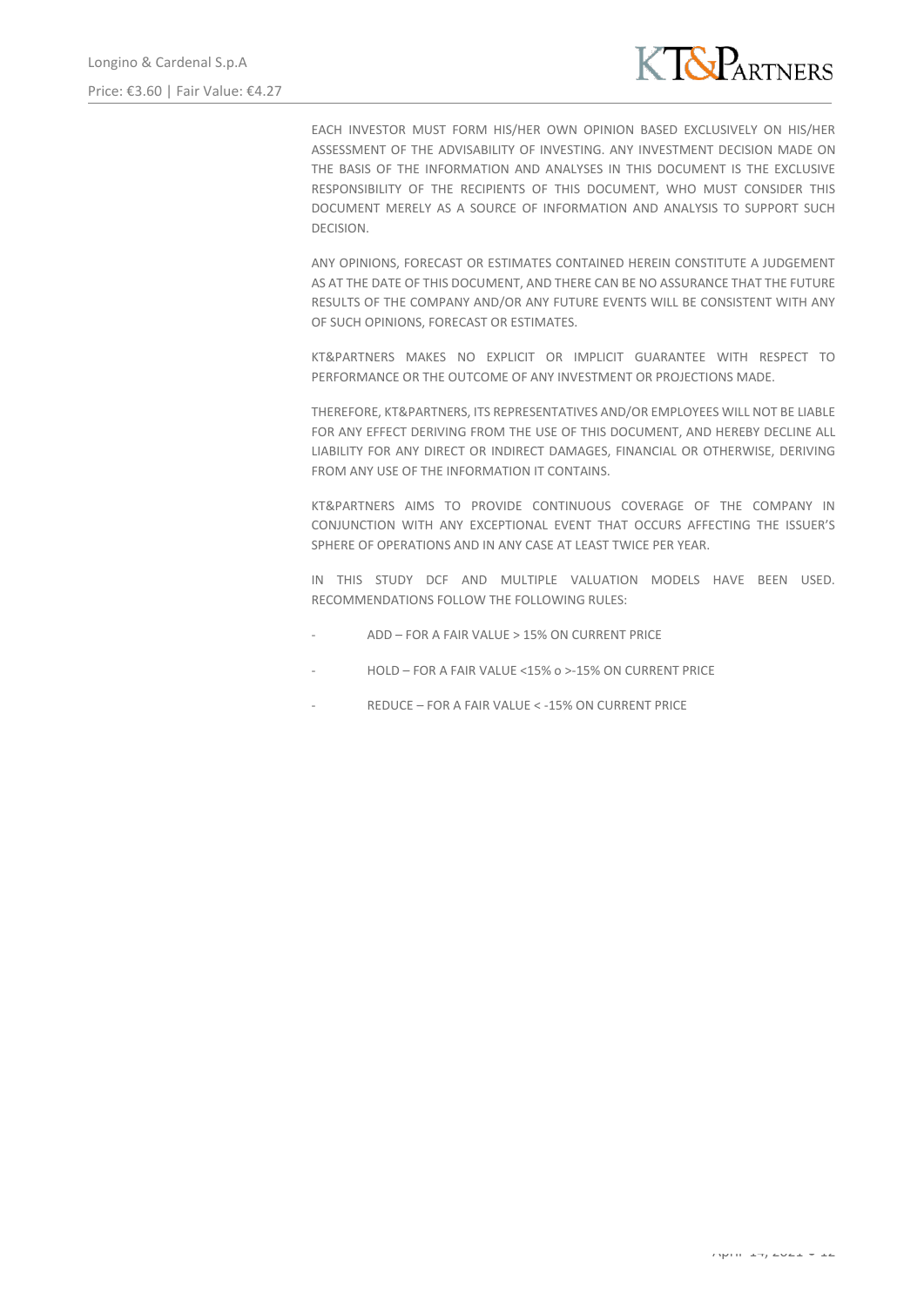EACH INVESTOR MUST FORM HIS/HER OWN OPINION BASED EXCLUSIVELY ON HIS/HER ASSESSMENT OF THE ADVISABILITY OF INVESTING. ANY INVESTMENT DECISION MADE ON THE BASIS OF THE INFORMATION AND ANALYSES IN THIS DOCUMENT IS THE EXCLUSIVE RESPONSIBILITY OF THE RECIPIENTS OF THIS DOCUMENT, WHO MUST CONSIDER THIS DOCUMENT MERELY AS A SOURCE OF INFORMATION AND ANALYSIS TO SUPPORT SUCH DECISION.

ANY OPINIONS, FORECAST OR ESTIMATES CONTAINED HEREIN CONSTITUTE A JUDGEMENT AS AT THE DATE OF THIS DOCUMENT, AND THERE CAN BE NO ASSURANCE THAT THE FUTURE RESULTS OF THE COMPANY AND/OR ANY FUTURE EVENTS WILL BE CONSISTENT WITH ANY OF SUCH OPINIONS, FORECAST OR ESTIMATES.

KT&PARTNERS MAKES NO EXPLICIT OR IMPLICIT GUARANTEE WITH RESPECT TO PERFORMANCE OR THE OUTCOME OF ANY INVESTMENT OR PROJECTIONS MADE.

THEREFORE, KT&PARTNERS, ITS REPRESENTATIVES AND/OR EMPLOYEES WILL NOT BE LIABLE FOR ANY EFFECT DERIVING FROM THE USE OF THIS DOCUMENT, AND HEREBY DECLINE ALL LIABILITY FOR ANY DIRECT OR INDIRECT DAMAGES, FINANCIAL OR OTHERWISE, DERIVING FROM ANY USE OF THE INFORMATION IT CONTAINS.

KT&PARTNERS AIMS TO PROVIDE CONTINUOUS COVERAGE OF THE COMPANY IN CONJUNCTION WITH ANY EXCEPTIONAL EVENT THAT OCCURS AFFECTING THE ISSUER'S SPHERE OF OPERATIONS AND IN ANY CASE AT LEAST TWICE PER YEAR.

IN THIS STUDY DCF AND MULTIPLE VALUATION MODELS HAVE BEEN USED. RECOMMENDATIONS FOLLOW THE FOLLOWING RULES:

- ADD – FOR A FAIR VALUE > 15% ON CURRENT PRICE
- HOLD – FOR A FAIR VALUE <15% o >-15% ON CURRENT PRICE
- REDUCE – FOR A FAIR VALUE < -15% ON CURRENT PRICE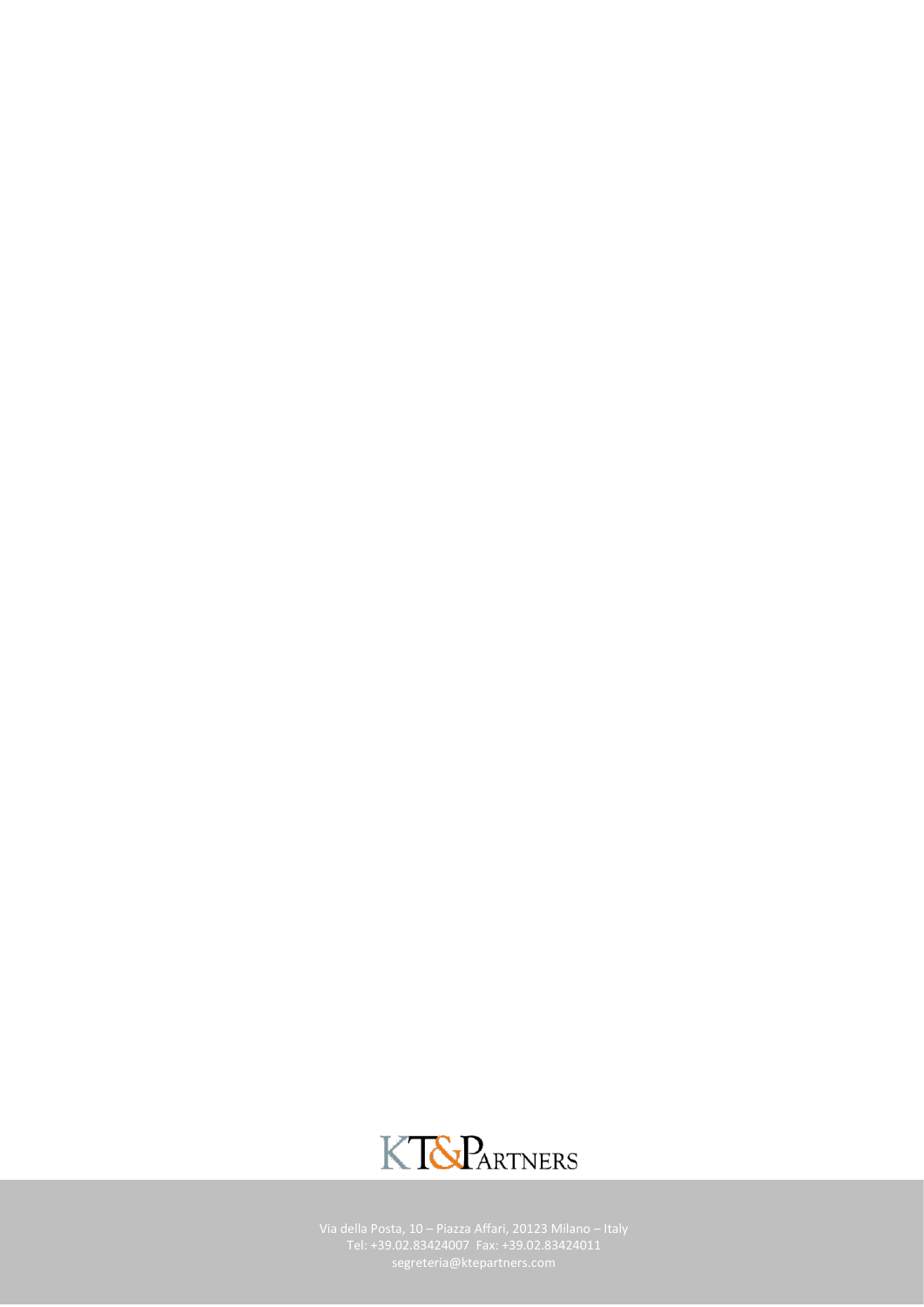KT&PARTNERS

Via della Posta, 10 – Piazza Affari, 20123 Milano – Italy
Tel: +39.02.83424007 Fax: +39.02.83424011
segreteria@ktepartners.com